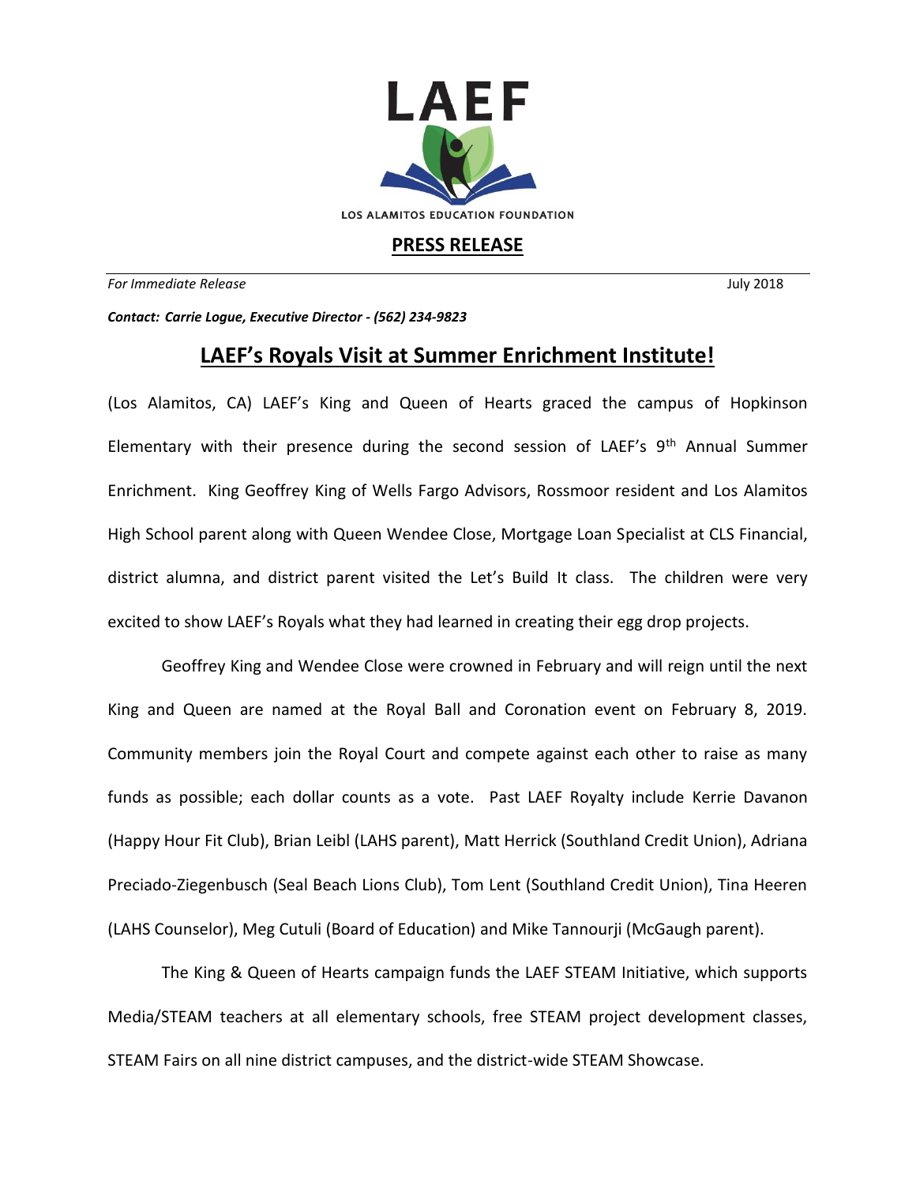LAEF

LOS ALAMITOS EDUCATION FOUNDATION

## PRESS RELEASE

*For Immediate Release* July 2018

***Contact: Carrie Logue, Executive Director - (562) 234-9823***

# LAEF's Royals Visit at Summer Enrichment Institute!

(Los Alamitos, CA) LAEF's King and Queen of Hearts graced the campus of Hopkinson Elementary with their presence during the second session of LAEF's 9th Annual Summer Enrichment. King Geoffrey King of Wells Fargo Advisors, Rossmoor resident and Los Alamitos High School parent along with Queen Wendee Close, Mortgage Loan Specialist at CLS Financial, district alumna, and district parent visited the Let's Build It class. The children were very excited to show LAEF's Royals what they had learned in creating their egg drop projects.

Geoffrey King and Wendee Close were crowned in February and will reign until the next King and Queen are named at the Royal Ball and Coronation event on February 8, 2019. Community members join the Royal Court and compete against each other to raise as many funds as possible; each dollar counts as a vote. Past LAEF Royalty include Kerrie Davanon (Happy Hour Fit Club), Brian Leibl (LAHS parent), Matt Herrick (Southland Credit Union), Adriana Preciado-Ziegenbusch (Seal Beach Lions Club), Tom Lent (Southland Credit Union), Tina Heeren (LAHS Counselor), Meg Cutuli (Board of Education) and Mike Tannourji (McGaugh parent).

The King & Queen of Hearts campaign funds the LAEF STEAM Initiative, which supports Media/STEAM teachers at all elementary schools, free STEAM project development classes, STEAM Fairs on all nine district campuses, and the district-wide STEAM Showcase.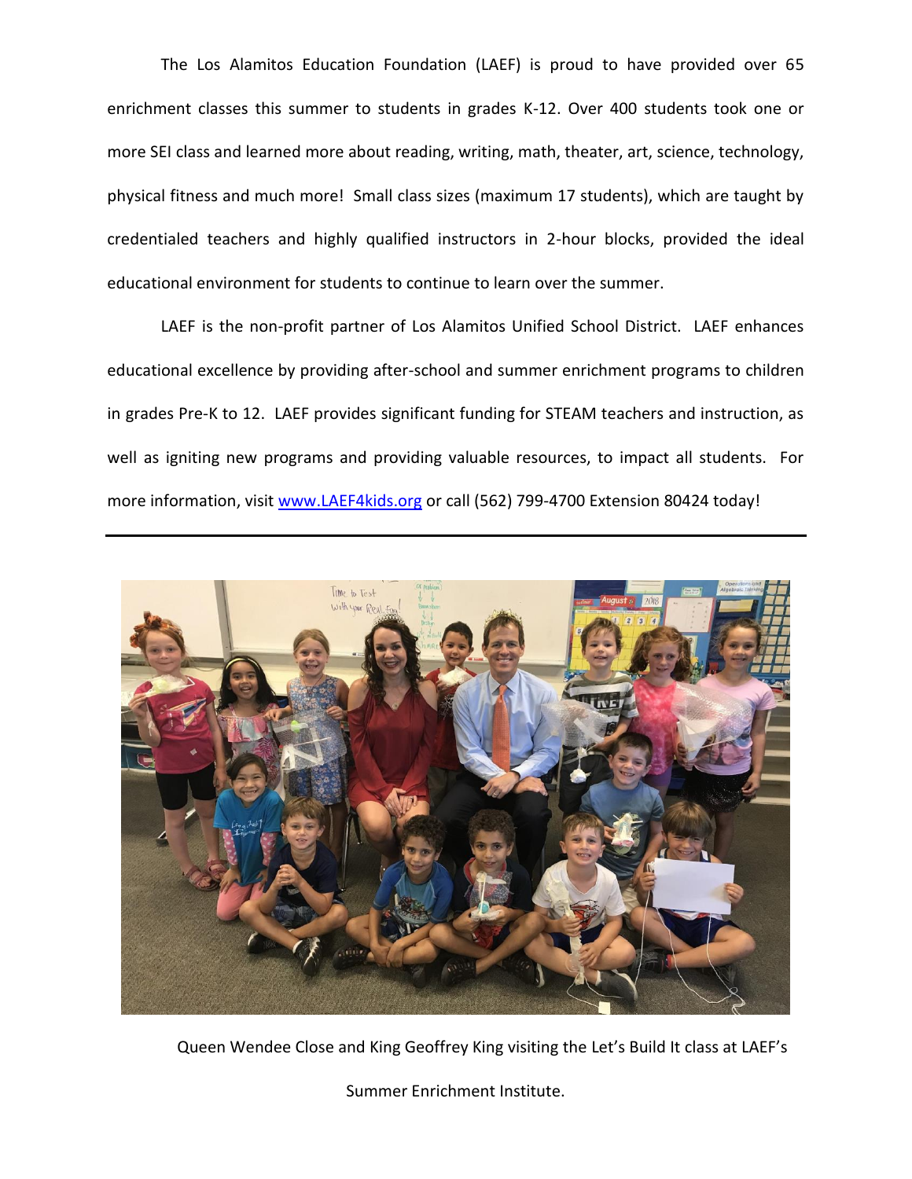The Los Alamitos Education Foundation (LAEF) is proud to have provided over 65 enrichment classes this summer to students in grades K-12. Over 400 students took one or more SEI class and learned more about reading, writing, math, theater, art, science, technology, physical fitness and much more! Small class sizes (maximum 17 students), which are taught by credentialed teachers and highly qualified instructors in 2-hour blocks, provided the ideal educational environment for students to continue to learn over the summer.

LAEF is the non-profit partner of Los Alamitos Unified School District. LAEF enhances educational excellence by providing after-school and summer enrichment programs to children in grades Pre-K to 12. LAEF provides significant funding for STEAM teachers and instruction, as well as igniting new programs and providing valuable resources, to impact all students. For more information, visit www.LAEF4kids.org or call (562) 799-4700 Extension 80424 today!

---

Queen Wendee Close and King Geoffrey King visiting the Let's Build It class at LAEF's Summer Enrichment Institute.